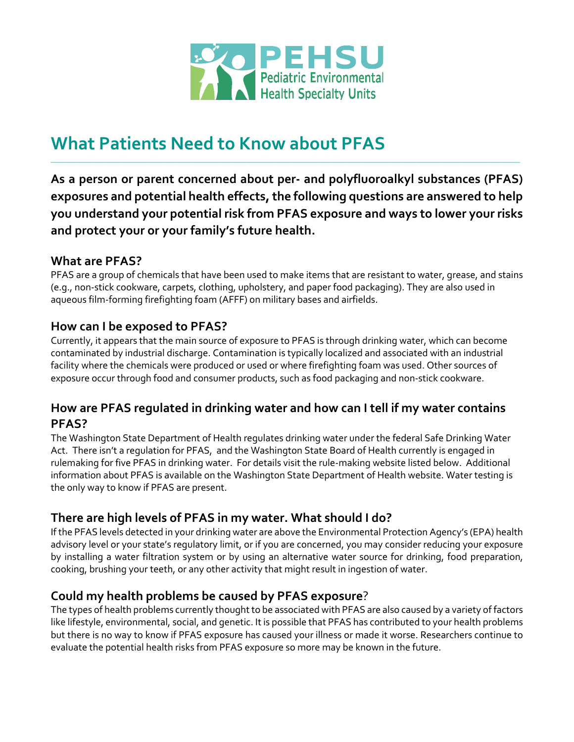PEHSU
Pediatric Environmental Health Specialty Units

# What Patients Need to Know about PFAS

**As a person or parent concerned about per- and polyfluoroalkyl substances (PFAS) exposures and potential health effects, the following questions are answered to help you understand your potential risk from PFAS exposure and ways to lower your risks and protect your or your family's future health.**

## What are PFAS?

PFAS are a group of chemicals that have been used to make items that are resistant to water, grease, and stains (e.g., non-stick cookware, carpets, clothing, upholstery, and paper food packaging). They are also used in aqueous film-forming firefighting foam (AFFF) on military bases and airfields.

## How can I be exposed to PFAS?

Currently, it appears that the main source of exposure to PFAS is through drinking water, which can become contaminated by industrial discharge. Contamination is typically localized and associated with an industrial facility where the chemicals were produced or used or where firefighting foam was used. Other sources of exposure occur through food and consumer products, such as food packaging and non-stick cookware.

## How are PFAS regulated in drinking water and how can I tell if my water contains PFAS?

The Washington State Department of Health regulates drinking water under the federal Safe Drinking Water Act. There isn't a regulation for PFAS, and the Washington State Board of Health currently is engaged in rulemaking for five PFAS in drinking water. For details visit the rule-making website listed below. Additional information about PFAS is available on the Washington State Department of Health website. Water testing is the only way to know if PFAS are present.

## There are high levels of PFAS in my water. What should I do?

If the PFAS levels detected in your drinking water are above the Environmental Protection Agency's (EPA) health advisory level or your state's regulatory limit, or if you are concerned, you may consider reducing your exposure by installing a water filtration system or by using an alternative water source for drinking, food preparation, cooking, brushing your teeth, or any other activity that might result in ingestion of water.

## Could my health problems be caused by PFAS exposure?

The types of health problems currently thought to be associated with PFAS are also caused by a variety of factors like lifestyle, environmental, social, and genetic. It is possible that PFAS has contributed to your health problems but there is no way to know if PFAS exposure has caused your illness or made it worse. Researchers continue to evaluate the potential health risks from PFAS exposure so more may be known in the future.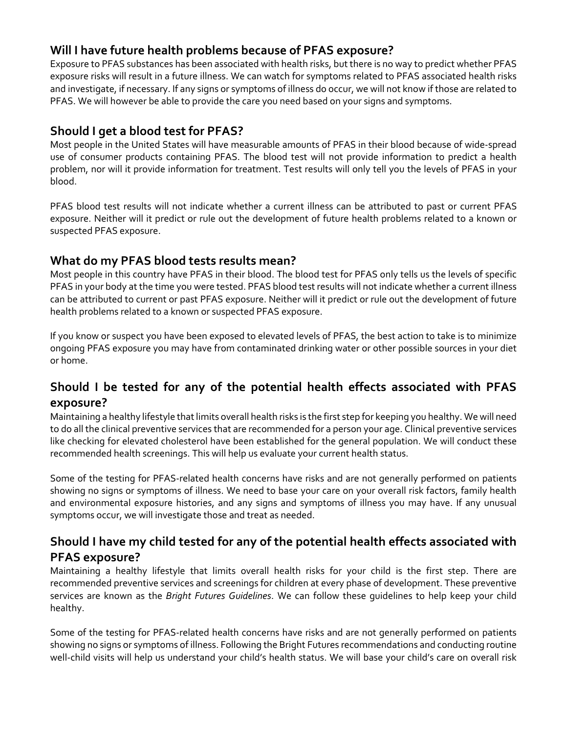## Will I have future health problems because of PFAS exposure?

Exposure to PFAS substances has been associated with health risks, but there is no way to predict whether PFAS exposure risks will result in a future illness. We can watch for symptoms related to PFAS associated health risks and investigate, if necessary. If any signs or symptoms of illness do occur, we will not know if those are related to PFAS. We will however be able to provide the care you need based on your signs and symptoms.

## Should I get a blood test for PFAS?

Most people in the United States will have measurable amounts of PFAS in their blood because of wide-spread use of consumer products containing PFAS. The blood test will not provide information to predict a health problem, nor will it provide information for treatment. Test results will only tell you the levels of PFAS in your blood.

PFAS blood test results will not indicate whether a current illness can be attributed to past or current PFAS exposure. Neither will it predict or rule out the development of future health problems related to a known or suspected PFAS exposure.

## What do my PFAS blood tests results mean?

Most people in this country have PFAS in their blood. The blood test for PFAS only tells us the levels of specific PFAS in your body at the time you were tested. PFAS blood test results will not indicate whether a current illness can be attributed to current or past PFAS exposure. Neither will it predict or rule out the development of future health problems related to a known or suspected PFAS exposure.

If you know or suspect you have been exposed to elevated levels of PFAS, the best action to take is to minimize ongoing PFAS exposure you may have from contaminated drinking water or other possible sources in your diet or home.

## Should I be tested for any of the potential health effects associated with PFAS exposure?

Maintaining a healthy lifestyle that limits overall health risks is the first step for keeping you healthy. We will need to do all the clinical preventive services that are recommended for a person your age. Clinical preventive services like checking for elevated cholesterol have been established for the general population. We will conduct these recommended health screenings. This will help us evaluate your current health status.

Some of the testing for PFAS-related health concerns have risks and are not generally performed on patients showing no signs or symptoms of illness. We need to base your care on your overall risk factors, family health and environmental exposure histories, and any signs and symptoms of illness you may have. If any unusual symptoms occur, we will investigate those and treat as needed.

## Should I have my child tested for any of the potential health effects associated with PFAS exposure?

Maintaining a healthy lifestyle that limits overall health risks for your child is the first step. There are recommended preventive services and screenings for children at every phase of development. These preventive services are known as the *Bright Futures Guidelines*. We can follow these guidelines to help keep your child healthy.

Some of the testing for PFAS-related health concerns have risks and are not generally performed on patients showing no signs or symptoms of illness. Following the Bright Futures recommendations and conducting routine well-child visits will help us understand your child's health status. We will base your child's care on overall risk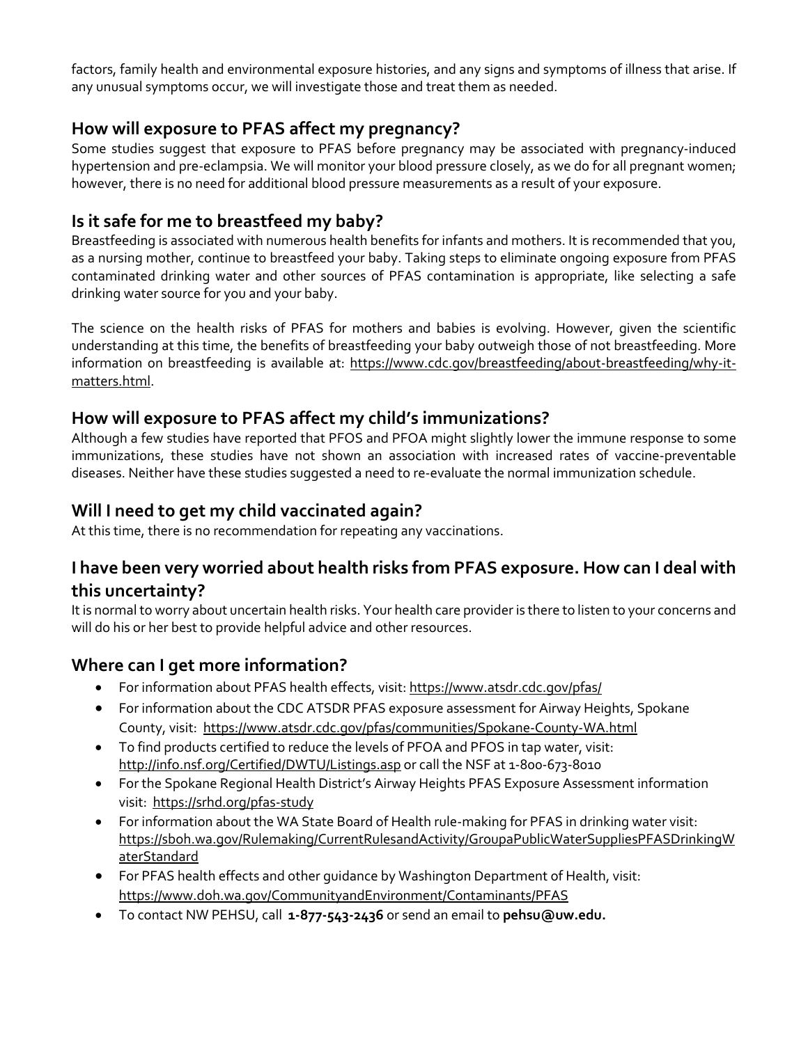factors, family health and environmental exposure histories, and any signs and symptoms of illness that arise. If any unusual symptoms occur, we will investigate those and treat them as needed.

## How will exposure to PFAS affect my pregnancy?

Some studies suggest that exposure to PFAS before pregnancy may be associated with pregnancy-induced hypertension and pre-eclampsia. We will monitor your blood pressure closely, as we do for all pregnant women; however, there is no need for additional blood pressure measurements as a result of your exposure.

## Is it safe for me to breastfeed my baby?

Breastfeeding is associated with numerous health benefits for infants and mothers. It is recommended that you, as a nursing mother, continue to breastfeed your baby. Taking steps to eliminate ongoing exposure from PFAS contaminated drinking water and other sources of PFAS contamination is appropriate, like selecting a safe drinking water source for you and your baby.

The science on the health risks of PFAS for mothers and babies is evolving. However, given the scientific understanding at this time, the benefits of breastfeeding your baby outweigh those of not breastfeeding. More information on breastfeeding is available at: https://www.cdc.gov/breastfeeding/about-breastfeeding/why-it-matters.html.

## How will exposure to PFAS affect my child's immunizations?

Although a few studies have reported that PFOS and PFOA might slightly lower the immune response to some immunizations, these studies have not shown an association with increased rates of vaccine-preventable diseases. Neither have these studies suggested a need to re-evaluate the normal immunization schedule.

## Will I need to get my child vaccinated again?

At this time, there is no recommendation for repeating any vaccinations.

## I have been very worried about health risks from PFAS exposure. How can I deal with this uncertainty?

It is normal to worry about uncertain health risks. Your health care provider is there to listen to your concerns and will do his or her best to provide helpful advice and other resources.

## Where can I get more information?

- For information about PFAS health effects, visit: https://www.atsdr.cdc.gov/pfas/
- For information about the CDC ATSDR PFAS exposure assessment for Airway Heights, Spokane County, visit: https://www.atsdr.cdc.gov/pfas/communities/Spokane-County-WA.html
- To find products certified to reduce the levels of PFOA and PFOS in tap water, visit: http://info.nsf.org/Certified/DWTU/Listings.asp or call the NSF at 1-800-673-8010
- For the Spokane Regional Health District's Airway Heights PFAS Exposure Assessment information visit: https://srhd.org/pfas-study
- For information about the WA State Board of Health rule-making for PFAS in drinking water visit: https://sboh.wa.gov/Rulemaking/CurrentRulesandActivity/GroupaPublicWaterSuppliesPFASDrinkingWaterStandard
- For PFAS health effects and other guidance by Washington Department of Health, visit: https://www.doh.wa.gov/CommunityandEnvironment/Contaminants/PFAS
- To contact NW PEHSU, call **1-877-543-2436** or send an email to **pehsu@uw.edu.**